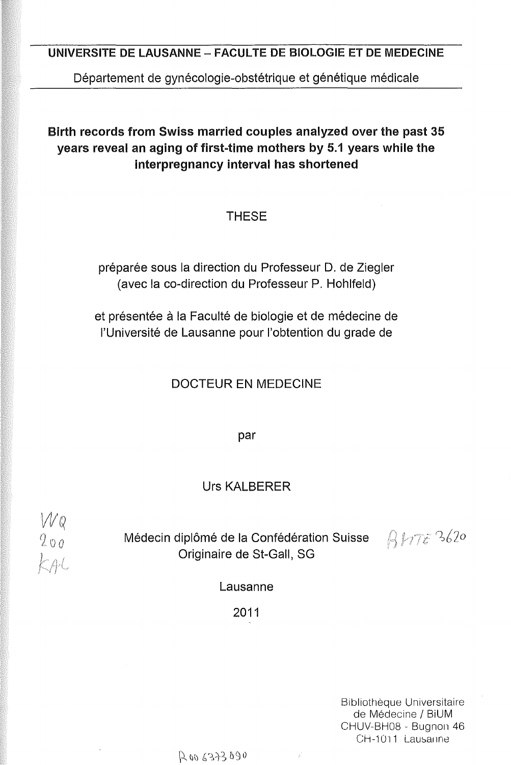**UNIVERSITE DE LAUSANNE – FACULTE DE BIOLOGIE ET DE MEDECINE**

Département de gynécologie-obstétrique et génétique médicale

# Birth records from Swiss married couples analyzed over the past 35 years reveal an aging of first-time mothers by 5.1 years while the interpregnancy interval has shortened

THESE

préparée sous la direction du Professeur D. de Ziegler
(avec la co-direction du Professeur P. Hohlfeld)

et présentée à la Faculté de biologie et de médecine de l'Université de Lausanne pour l'obtention du grade de

DOCTEUR EN MEDECINE

par

Urs KALBERER

WQ
200
KAL

Médecin diplômé de la Confédération Suisse
Originaire de St-Gall, SG

BMTE 3620

Lausanne

2011

Bibliothèque Universitaire
de Médecine / BiUM
CHUV-BH08 - Bugnon 46
CH-1011 Lausanne

R00 6373090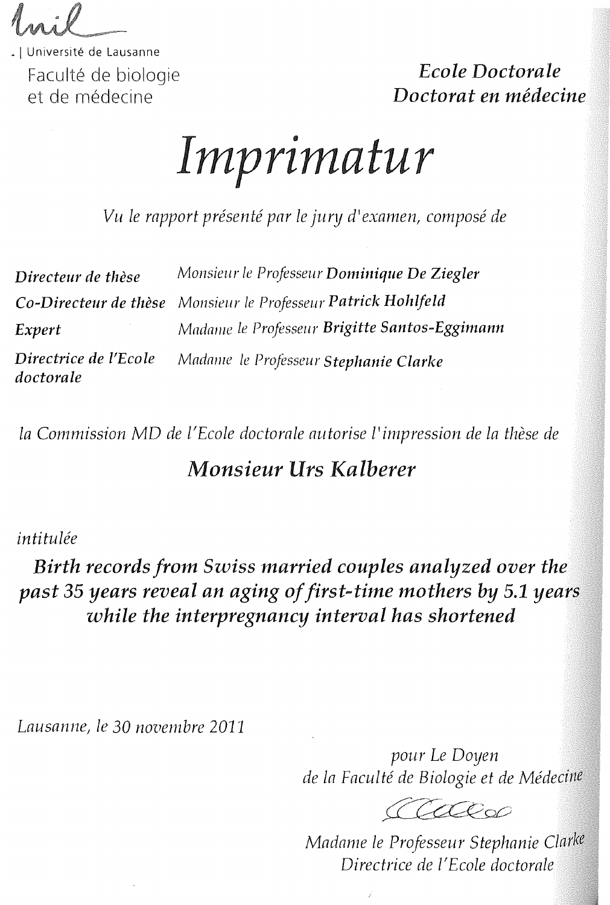Université de Lausanne

Faculté de biologie et de médecine

*Ecole Doctorale*
*Doctorat en médecine*

# *Imprimatur*

*Vu le rapport présenté par le jury d'examen, composé de*

| | |
|---|---|
| ***Directeur de thèse*** | *Monsieur le Professeur* ***Dominique De Ziegler*** |
| ***Co-Directeur de thèse*** | *Monsieur le Professeur* ***Patrick Hohlfeld*** |
| ***Expert*** | *Madame le Professeur* ***Brigitte Santos-Eggimann*** |
| ***Directrice de l'Ecole doctorale*** | *Madame le Professeur* ***Stephanie Clarke*** |

*la Commission MD de l'Ecole doctorale autorise l'impression de la thèse de*

## *Monsieur Urs Kalberer*

*intitulée*

***Birth records from Swiss married couples analyzed over the past 35 years reveal an aging of first-time mothers by 5.1 years while the interpregnancy interval has shortened***

*Lausanne, le 30 novembre 2011*

*pour Le Doyen*
*de la Faculté de Biologie et de Médecine*

*Madame le Professeur Stephanie Clarke*
*Directrice de l'Ecole doctorale*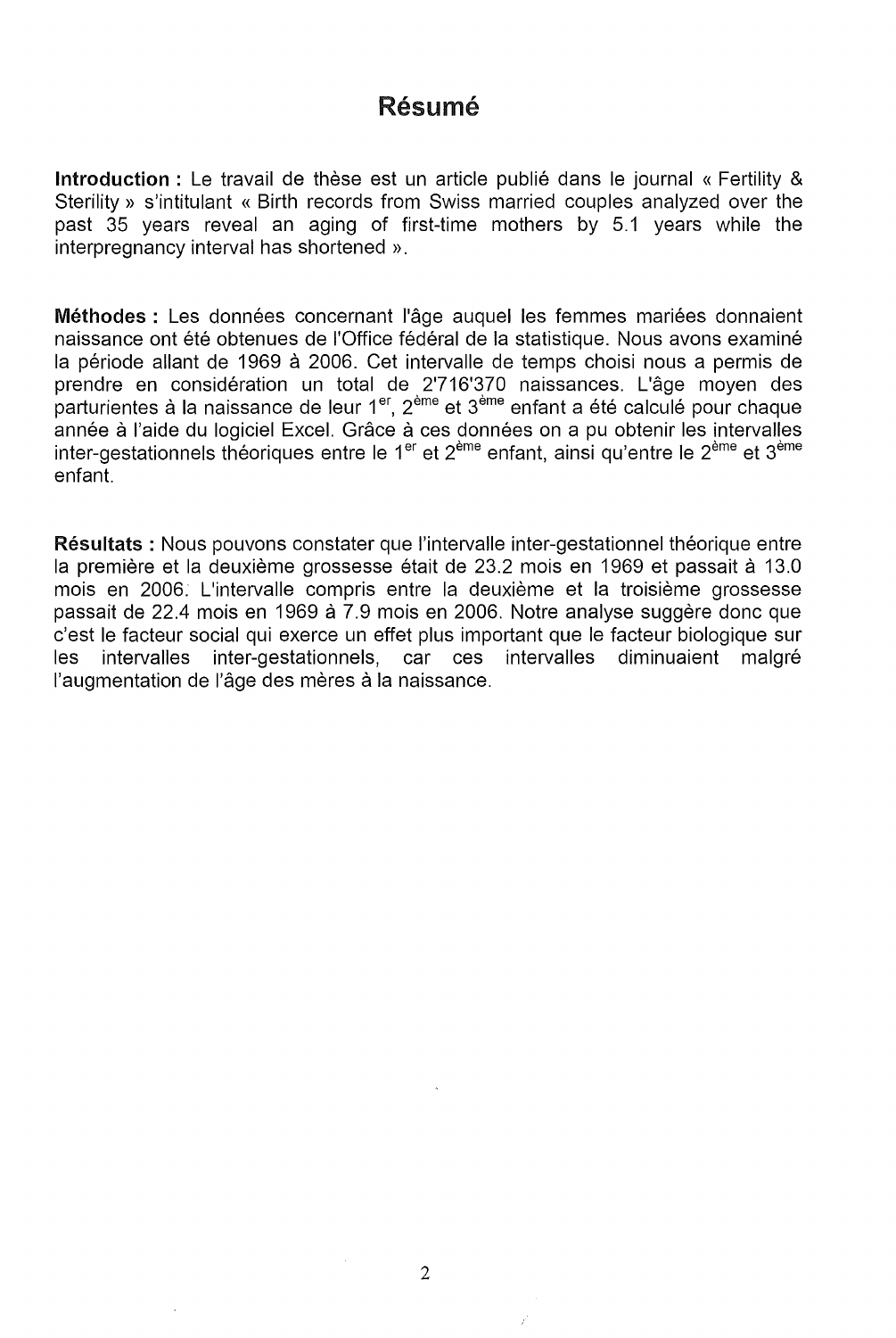# Résumé

**Introduction :** Le travail de thèse est un article publié dans le journal « Fertility & Sterility » s'intitulant « Birth records from Swiss married couples analyzed over the past 35 years reveal an aging of first-time mothers by 5.1 years while the interpregnancy interval has shortened ».

**Méthodes :** Les données concernant l'âge auquel les femmes mariées donnaient naissance ont été obtenues de l'Office fédéral de la statistique. Nous avons examiné la période allant de 1969 à 2006. Cet intervalle de temps choisi nous a permis de prendre en considération un total de 2'716'370 naissances. L'âge moyen des parturientes à la naissance de leur 1$^{er}$, 2$^{ème}$ et 3$^{ème}$ enfant a été calculé pour chaque année à l'aide du logiciel Excel. Grâce à ces données on a pu obtenir les intervalles inter-gestationnels théoriques entre le 1$^{er}$ et 2$^{ème}$ enfant, ainsi qu'entre le 2$^{ème}$ et 3$^{ème}$ enfant.

**Résultats :** Nous pouvons constater que l'intervalle inter-gestationnel théorique entre la première et la deuxième grossesse était de 23.2 mois en 1969 et passait à 13.0 mois en 2006. L'intervalle compris entre la deuxième et la troisième grossesse passait de 22.4 mois en 1969 à 7.9 mois en 2006. Notre analyse suggère donc que c'est le facteur social qui exerce un effet plus important que le facteur biologique sur les intervalles inter-gestationnels, car ces intervalles diminuaient malgré l'augmentation de l'âge des mères à la naissance.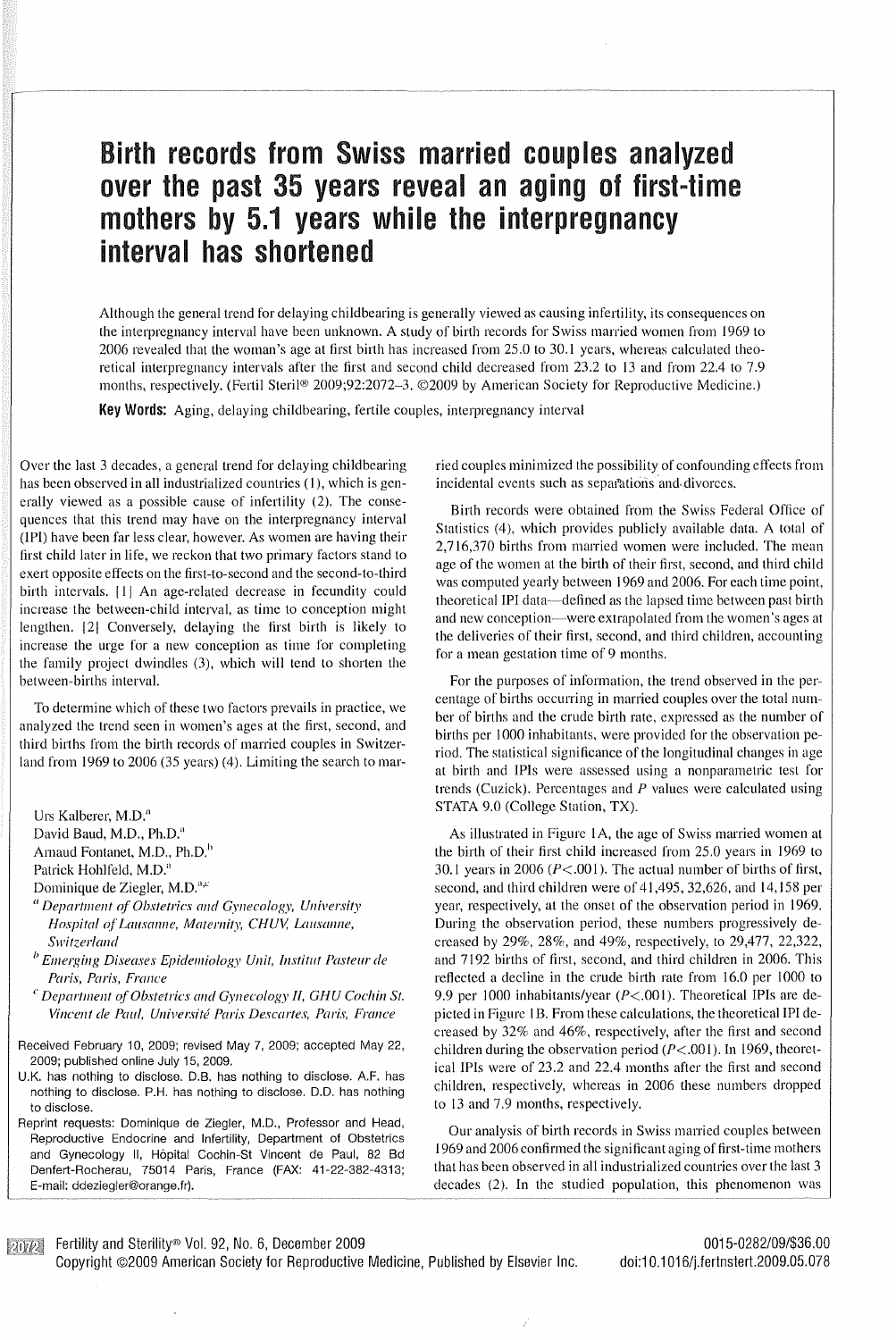# Birth records from Swiss married couples analyzed over the past 35 years reveal an aging of first-time mothers by 5.1 years while the interpregnancy interval has shortened

Although the general trend for delaying childbearing is generally viewed as causing infertility, its consequences on the interpregnancy interval have been unknown. A study of birth records for Swiss married women from 1969 to 2006 revealed that the woman's age at first birth has increased from 25.0 to 30.1 years, whereas calculated theoretical interpregnancy intervals after the first and second child decreased from 23.2 to 13 and from 22.4 to 7.9 months, respectively. (Fertil Steril® 2009;92:2072–3. ©2009 by American Society for Reproductive Medicine.)

**Key Words:** Aging, delaying childbearing, fertile couples, interpregnancy interval

Over the last 3 decades, a general trend for delaying childbearing has been observed in all industrialized countries (1), which is generally viewed as a possible cause of infertility (2). The consequences that this trend may have on the interpregnancy interval (IPI) have been far less clear, however. As women are having their first child later in life, we reckon that two primary factors stand to exert opposite effects on the first-to-second and the second-to-third birth intervals. [1] An age-related decrease in fecundity could increase the between-child interval, as time to conception might lengthen. [2] Conversely, delaying the first birth is likely to increase the urge for a new conception as time for completing the family project dwindles (3), which will tend to shorten the between-births interval.

To determine which of these two factors prevails in practice, we analyzed the trend seen in women's ages at the first, second, and third births from the birth records of married couples in Switzerland from 1969 to 2006 (35 years) (4). Limiting the search to married couples minimized the possibility of confounding effects from incidental events such as separations and divorces.

Birth records were obtained from the Swiss Federal Office of Statistics (4), which provides publicly available data. A total of 2,716,370 births from married women were included. The mean age of the women at the birth of their first, second, and third child was computed yearly between 1969 and 2006. For each time point, theoretical IPI data—defined as the lapsed time between past birth and new conception—were extrapolated from the women's ages at the deliveries of their first, second, and third children, accounting for a mean gestation time of 9 months.

For the purposes of information, the trend observed in the percentage of births occurring in married couples over the total number of births and the crude birth rate, expressed as the number of births per 1000 inhabitants, were provided for the observation period. The statistical significance of the longitudinal changes in age at birth and IPIs were assessed using a nonparametric test for trends (Cuzick). Percentages and $P$ values were calculated using STATA 9.0 (College Station, TX).

As illustrated in Figure 1A, the age of Swiss married women at the birth of their first child increased from 25.0 years in 1969 to 30.1 years in 2006 ($P<.001$). The actual number of births of first, second, and third children were of 41,495, 32,626, and 14,158 per year, respectively, at the onset of the observation period in 1969. During the observation period, these numbers progressively decreased by 29%, 28%, and 49%, respectively, to 29,477, 22,322, and 7192 births of first, second, and third children in 2006. This reflected a decline in the crude birth rate from 16.0 per 1000 to 9.9 per 1000 inhabitants/year ($P<.001$). Theoretical IPIs are depicted in Figure 1B. From these calculations, the theoretical IPI decreased by 32% and 46%, respectively, after the first and second children during the observation period ($P<.001$). In 1969, theoretical IPIs were of 23.2 and 22.4 months after the first and second children, respectively, whereas in 2006 these numbers dropped to 13 and 7.9 months, respectively.

Our analysis of birth records in Swiss married couples between 1969 and 2006 confirmed the significant aging of first-time mothers that has been observed in all industrialized countries over the last 3 decades (2). In the studied population, this phenomenon was

Urs Kalberer, M.D.[a]
David Baud, M.D., Ph.D.[a]
Arnaud Fontanet, M.D., Ph.D.[b]
Patrick Hohlfeld, M.D.[a]
Dominique de Ziegler, M.D.[a,c]

[a] *Department of Obstetrics and Gynecology, University Hospital of Lausanne, Maternity, CHUV, Lausanne, Switzerland*
[b] *Emerging Diseases Epidemiology Unit, Institut Pasteur de Paris, Paris, France*
[c] *Department of Obstetrics and Gynecology II, GHU Cochin St. Vincent de Paul, Université Paris Descartes, Paris, France*

Received February 10, 2009; revised May 7, 2009; accepted May 22, 2009; published online July 15, 2009.

U.K. has nothing to disclose. D.B. has nothing to disclose. A.F. has nothing to disclose. P.H. has nothing to disclose. D.D. has nothing to disclose.

Reprint requests: Dominique de Ziegler, M.D., Professor and Head, Reproductive Endocrine and Infertility, Department of Obstetrics and Gynecology II, Hôpital Cochin-St Vincent de Paul, 82 Bd Denfert-Rocherau, 75014 Paris, France (FAX: 41-22-382-4313; E-mail: ddeziegler@orange.fr).

0015-0282/09/$36.00
doi:10.1016/j.fertnstert.2009.05.078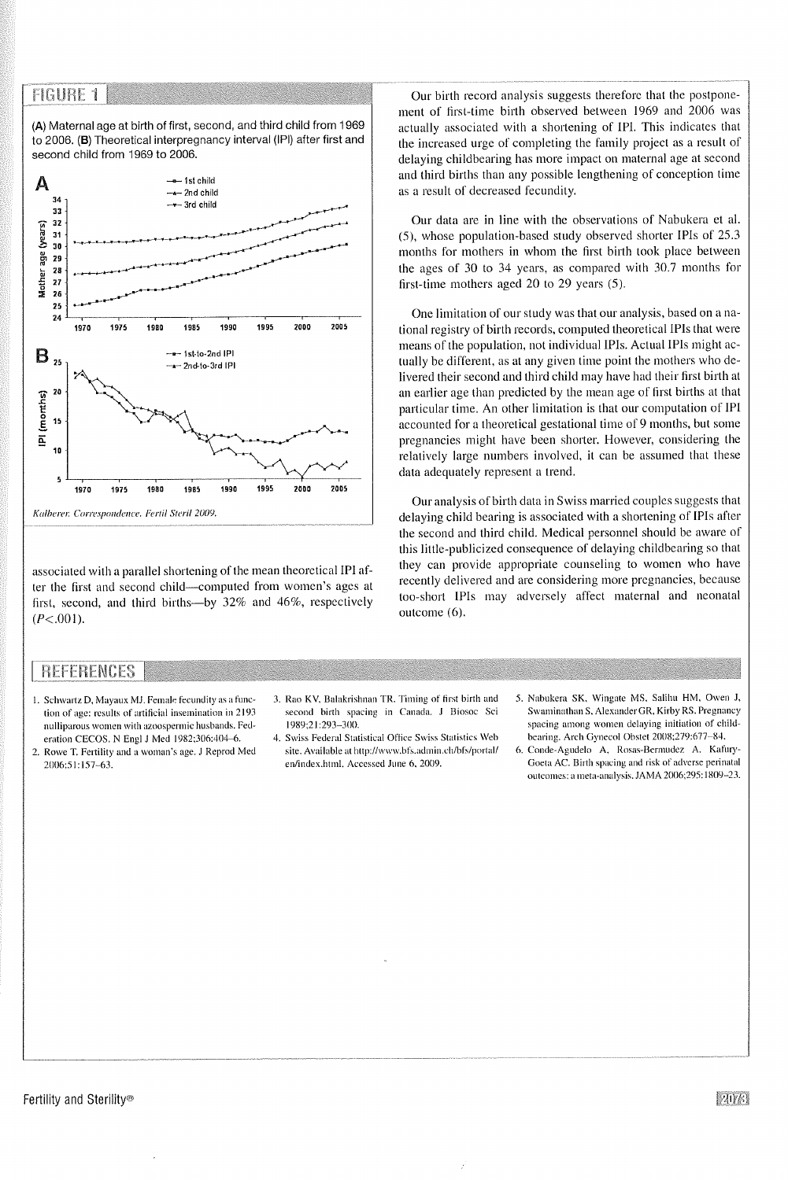## FIGURE 1

**(A)** Maternal age at birth of first, second, and third child from 1969 to 2006. **(B)** Theoretical interpregnancy interval (IPI) after first and second child from 1969 to 2006.

*Kalberer. Correspondence. Fertil Steril 2009.*

associated with a parallel shortening of the mean theoretical IPI after the first and second child—computed from women's ages at first, second, and third births—by 32% and 46%, respectively ($P<.001$).

Our birth record analysis suggests therefore that the postponement of first-time birth observed between 1969 and 2006 was actually associated with a shortening of IPI. This indicates that the increased urge of completing the family project as a result of delaying childbearing has more impact on maternal age at second and third births than any possible lengthening of conception time as a result of decreased fecundity.

Our data are in line with the observations of Nabukera et al. (5), whose population-based study observed shorter IPIs of 25.3 months for mothers in whom the first birth took place between the ages of 30 to 34 years, as compared with 30.7 months for first-time mothers aged 20 to 29 years (5).

One limitation of our study was that our analysis, based on a national registry of birth records, computed theoretical IPIs that were means of the population, not individual IPIs. Actual IPIs might actually be different, as at any given time point the mothers who delivered their second and third child may have had their first birth at an earlier age than predicted by the mean age of first births at that particular time. An other limitation is that our computation of IPI accounted for a theoretical gestational time of 9 months, but some pregnancies might have been shorter. However, considering the relatively large numbers involved, it can be assumed that these data adequately represent a trend.

Our analysis of birth data in Swiss married couples suggests that delaying child bearing is associated with a shortening of IPIs after the second and third child. Medical personnel should be aware of this little-publicized consequence of delaying childbearing so that they can provide appropriate counseling to women who have recently delivered and are considering more pregnancies, because too-short IPIs may adversely affect maternal and neonatal outcome (6).

## REFERENCES

1. Schwartz D, Mayaux MJ. Female fecundity as a function of age: results of artificial insemination in 2193 nulliparous women with azoospermic husbands. Federation CECOS. N Engl J Med 1982;306:404–6.
2. Rowe T. Fertility and a woman's age. J Reprod Med 2006;51:157–63.
3. Rao KV, Balakrishnan TR. Timing of first birth and second birth spacing in Canada. J Biosoc Sci 1989;21:293–300.
4. Swiss Federal Statistical Office Swiss Statistics Web site. Available at http://www.bfs.admin.ch/bfs/portal/en/index.html. Accessed June 6, 2009.
5. Nabukera SK, Wingate MS, Salihu HM, Owen J, Swaminathan S, Alexander GR, Kirby RS. Pregnancy spacing among women delaying initiation of childbearing. Arch Gynecol Obstet 2008;279:677–84.
6. Conde-Agudelo A, Rosas-Bermudez A, Kafury-Goeta AC. Birth spacing and risk of adverse perinatal outcomes: a meta-analysis. JAMA 2006;295:1809–23.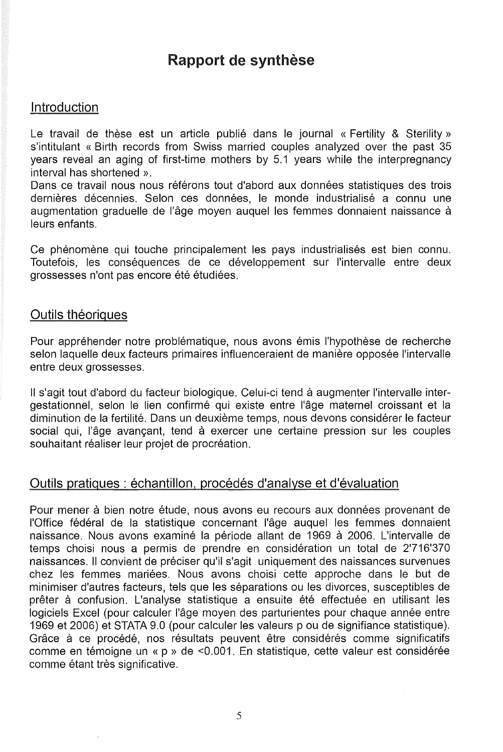# Rapport de synthèse

## Introduction

Le travail de thèse est un article publié dans le journal « Fertility & Sterility » s'intitulant « Birth records from Swiss married couples analyzed over the past 35 years reveal an aging of first-time mothers by 5.1 years while the interpregnancy interval has shortened ».

Dans ce travail nous nous référons tout d'abord aux données statistiques des trois dernières décennies. Selon ces données, le monde industrialisé a connu une augmentation graduelle de l'âge moyen auquel les femmes donnaient naissance à leurs enfants.

Ce phénomène qui touche principalement les pays industrialisés est bien connu. Toutefois, les conséquences de ce développement sur l'intervalle entre deux grossesses n'ont pas encore été étudiées.

## Outils théoriques

Pour appréhender notre problématique, nous avons émis l'hypothèse de recherche selon laquelle deux facteurs primaires influenceraient de manière opposée l'intervalle entre deux grossesses.

Il s'agit tout d'abord du facteur biologique. Celui-ci tend à augmenter l'intervalle inter-gestationnel, selon le lien confirmé qui existe entre l'âge maternel croissant et la diminution de la fertilité. Dans un deuxième temps, nous devons considérer le facteur social qui, l'âge avançant, tend à exercer une certaine pression sur les couples souhaitant réaliser leur projet de procréation.

## Outils pratiques : échantillon, procédés d'analyse et d'évaluation

Pour mener à bien notre étude, nous avons eu recours aux données provenant de l'Office fédéral de la statistique concernant l'âge auquel les femmes donnaient naissance. Nous avons examiné la période allant de 1969 à 2006. L'intervalle de temps choisi nous a permis de prendre en considération un total de 2'716'370 naissances. Il convient de préciser qu'il s'agit uniquement des naissances survenues chez les femmes mariées. Nous avons choisi cette approche dans le but de minimiser d'autres facteurs, tels que les séparations ou les divorces, susceptibles de prêter à confusion. L'analyse statistique a ensuite été effectuée en utilisant les logiciels Excel (pour calculer l'âge moyen des parturientes pour chaque année entre 1969 et 2006) et STATA 9.0 (pour calculer les valeurs p ou de signifiance statistique). Grâce à ce procédé, nos résultats peuvent être considérés comme significatifs comme en témoigne un « p » de <0.001. En statistique, cette valeur est considérée comme étant très significative.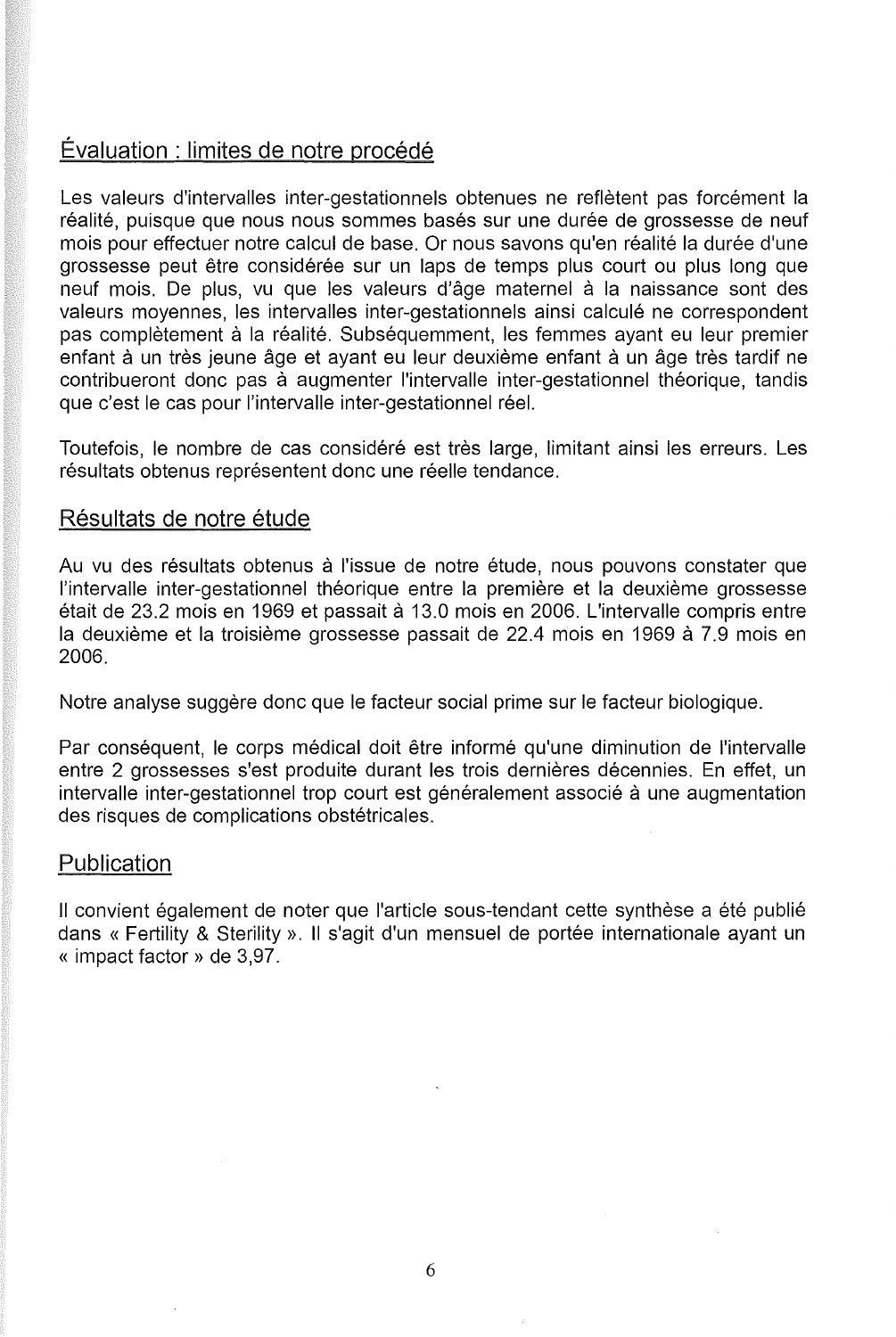## Évaluation : limites de notre procédé

Les valeurs d'intervalles inter-gestationnels obtenues ne reflètent pas forcément la réalité, puisque que nous nous sommes basés sur une durée de grossesse de neuf mois pour effectuer notre calcul de base. Or nous savons qu'en réalité la durée d'une grossesse peut être considérée sur un laps de temps plus court ou plus long que neuf mois. De plus, vu que les valeurs d'âge maternel à la naissance sont des valeurs moyennes, les intervalles inter-gestationnels ainsi calculé ne correspondent pas complètement à la réalité. Subséquemment, les femmes ayant eu leur premier enfant à un très jeune âge et ayant eu leur deuxième enfant à un âge très tardif ne contribueront donc pas à augmenter l'intervalle inter-gestationnel théorique, tandis que c'est le cas pour l'intervalle inter-gestationnel réel.

Toutefois, le nombre de cas considéré est très large, limitant ainsi les erreurs. Les résultats obtenus représentent donc une réelle tendance.

## Résultats de notre étude

Au vu des résultats obtenus à l'issue de notre étude, nous pouvons constater que l'intervalle inter-gestationnel théorique entre la première et la deuxième grossesse était de 23.2 mois en 1969 et passait à 13.0 mois en 2006. L'intervalle compris entre la deuxième et la troisième grossesse passait de 22.4 mois en 1969 à 7.9 mois en 2006.

Notre analyse suggère donc que le facteur social prime sur le facteur biologique.

Par conséquent, le corps médical doit être informé qu'une diminution de l'intervalle entre 2 grossesses s'est produite durant les trois dernières décennies. En effet, un intervalle inter-gestationnel trop court est généralement associé à une augmentation des risques de complications obstétricales.

## Publication

Il convient également de noter que l'article sous-tendant cette synthèse a été publié dans « Fertility & Sterility ». Il s'agit d'un mensuel de portée internationale ayant un « impact factor » de 3,97.